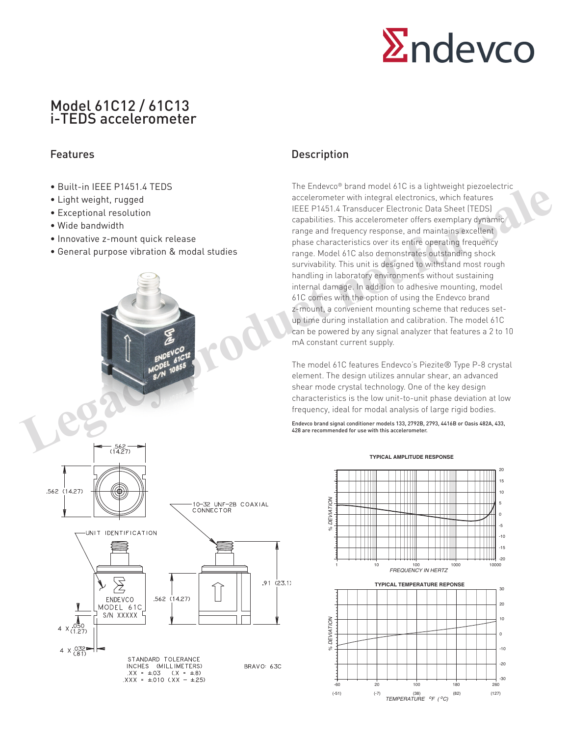# Model 61C12 / 61C13
# i-TEDS accelerometer

## Features

- Built-in IEEE P1451.4 TEDS
- Light weight, rugged
- Exceptional resolution
- Wide bandwidth
- Innovative z-mount quick release
- General purpose vibration & modal studies

## Description

The Endevco® brand model 61C is a lightweight piezoelectric accelerometer with integral electronics, which features IEEE P1451.4 Transducer Electronic Data Sheet (TEDS) capabilities. This accelerometer offers exemplary dynamic range and frequency response, and maintains excellent phase characteristics over its entire operating frequency range. Model 61C also demonstrates outstanding shock survivability. This unit is designed to withstand most rough handling in laboratory environments without sustaining internal damage. In addition to adhesive mounting, model 61C comes with the option of using the Endevco brand z-mount, a convenient mounting scheme that reduces set-up time during installation and calibration. The model 61C can be powered by any signal analyzer that features a 2 to 10 mA constant current supply.

The model 61C features Endevco's Piezite® Type P-8 crystal element. The design utilizes annular shear, an advanced shear mode crystal technology. One of the key design characteristics is the low unit-to-unit phase deviation at low frequency, ideal for modal analysis of large rigid bodies.

Endevco brand signal conditioner models 133, 2792B, 2793, 4416B or Oasis 482A, 433, 428 are recommended for use with this accelerometer.

.562 (14.27)

.562 (14.27)

10-32 UNF-2B COAXIAL CONNECTOR

UNIT IDENTIFICATION

ENDEVCO MODEL 61C S/N XXXXX

.562 (14.27)

.91 (23.1)

4 X .050 (1.27)

4 X .032 (.81)

STANDARD TOLERANCE
INCHES (MILLIMETERS)
.XX = ±.03 (.X = ±.8)
.XXX = ±.010 (.XX = ±.25)

BRAVO: 63C

**TYPICAL AMPLITUDE RESPONSE**

% DEVIATION vs. FREQUENCY IN HERTZ (1 – 10000 Hz; -20 to 20 %)

**TYPICAL TEMPERATURE REPONSE**

% DEVIATION vs. TEMPERATURE °F (°C): -60 (-51), 20 (-7), 100 (38), 180 (82), 260 (127); -30 to 30 %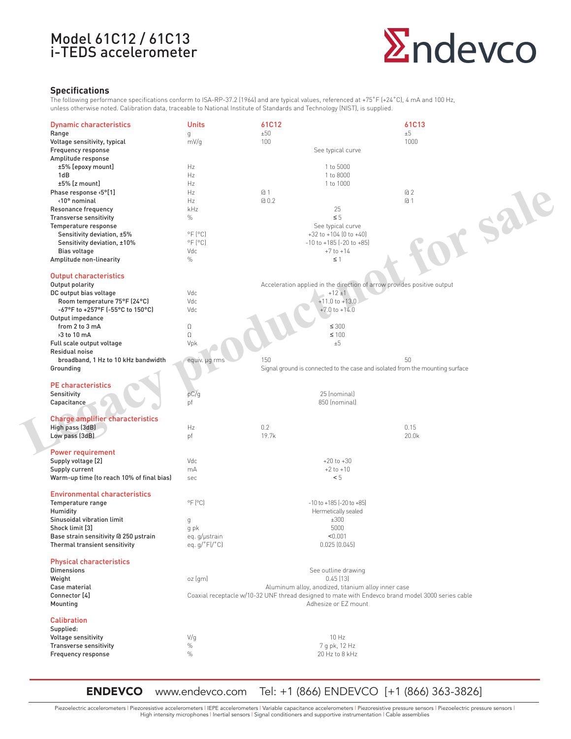# Model 61C12 / 61C13
# i-TEDS accelerometer

## Specifications

The following performance specifications conform to ISA-RP-37.2 (1964) and are typical values, referenced at +75˚F (+24˚C), 4 mA and 100 Hz, unless otherwise noted. Calibration data, traceable to National Institute of Standards and Technology (NIST), is supplied.

| Dynamic characteristics | Units | 61C12 | 61C13 |
|---|---|---|---|
| Range | g | ±50 | ±5 |
| Voltage sensitivity, typical | mV/g | 100 | 1000 |
| Frequency response | | See typical curve | |
| Amplitude response | | | |
| ±5% [epoxy mount] | Hz | 1 to 5000 | |
| 1dB | Hz | 1 to 8000 | |
| ±5% [z mount] | Hz | 1 to 1000 | |
| Phase response ‹5°[1] | Hz | @ 1 | @ 2 |
| ‹10° nominal | Hz | @ 0.2 | @ 1 |
| Resonance frequency | kHz | 25 | |
| Transverse sensitivity | % | ≤ 5 | |
| Temperature response | | See typical curve | |
| Sensitivity deviation, ±5% | °F (°C) | +32 to +104 (0 to +40) | |
| Sensitivity deviation, ±10% | °F (°C) | -10 to +185 (-20 to +85) | |
| Bias voltage | Vdc | +7 to +14 | |
| Amplitude non-linearity | % | ≤ 1 | |

| Output characteristics | Units | 61C12 | 61C13 |
|---|---|---|---|
| Output polarity | | Acceleration applied in the direction of arrow provides positive output | |
| DC output bias voltage | Vdc | +12 ±1 | |
| Room temperature 75°F (24°C) | Vdc | +11.0 to +13.0 | |
| -67°F to +257°F (-55°C to 150°C) | Vdc | +7.0 to +14.0 | |
| Output impedance | | | |
| from 2 to 3 mA | Ω | ≤ 300 | |
| ›3 to 10 mA | Ω | ≤ 100 | |
| Full scale output voltage | Vpk | ±5 | |
| Residual noise | | | |
| broadband, 1 Hz to 10 kHz bandwidth | equiv. µg rms | 150 | 50 |
| Grounding | | Signal ground is connected to the case and isolated from the mounting surface | |

| PE characteristics | Units | 61C12 | 61C13 |
|---|---|---|---|
| Sensitivity | pC/g | 25 (nominal) | |
| Capacitance | pf | 850 (nominal) | |

| Charge amplifier characteristics | Units | 61C12 | 61C13 |
|---|---|---|---|
| High pass (3dB) | Hz | 0.2 | 0.15 |
| Low pass (3dB) | pf | 19.7k | 20.0k |

| Power requirement | Units | 61C12 / 61C13 |
|---|---|---|
| Supply voltage [2] | Vdc | +20 to +30 |
| Supply current | mA | +2 to +10 |
| Warm-up time (to reach 10% of final bias) | sec | < 5 |

| Environmental characteristics | Units | 61C12 / 61C13 |
|---|---|---|
| Temperature range | °F (°C) | -10 to +185 (-20 to +85) |
| Humidity | | Hermetically sealed |
| Sinusoidal vibration limit | g | ±300 |
| Shock limit [3] | g pk | 5000 |
| Base strain sensitivity @ 250 µstrain | eq. g/µstrain | <0.001 |
| Thermal transient sensitivity | eq. g/°F(/°C) | 0.025 (0.045) |

| Physical characteristics | Units | 61C12 / 61C13 |
|---|---|---|
| Dimensions | | See outline drawing |
| Weight | oz (gm) | 0.45 (13) |
| Case material | | Aluminum alloy, anodized, titanium alloy inner case |
| Connector [4] | | Coaxial receptacle w/10-32 UNF thread designed to mate with Endevco brand model 3000 series cable |
| Mounting | | Adhesize or EZ mount |

| Calibration | Units | 61C12 / 61C13 |
|---|---|---|
| Supplied: | | |
| Voltage sensitivity | V/g | 10 Hz |
| Transverse sensitivity | % | 7 g pk, 12 Hz |
| Frequency response | % | 20 Hz to 8 kHz |

Legacy product not for sale

**ENDEVCO** www.endevco.com Tel: +1 (866) ENDEVCO [+1 (866) 363-3826]

Piezoelectric accelerometers | Piezoresistive accelerometers | IEPE accelerometers | Variable capacitance accelerometers | Piezoresistive pressure sensors | Piezoelectric pressure sensors | High intensity microphones | Inertial sensors | Signal conditioners and supportive instrumentation | Cable assemblies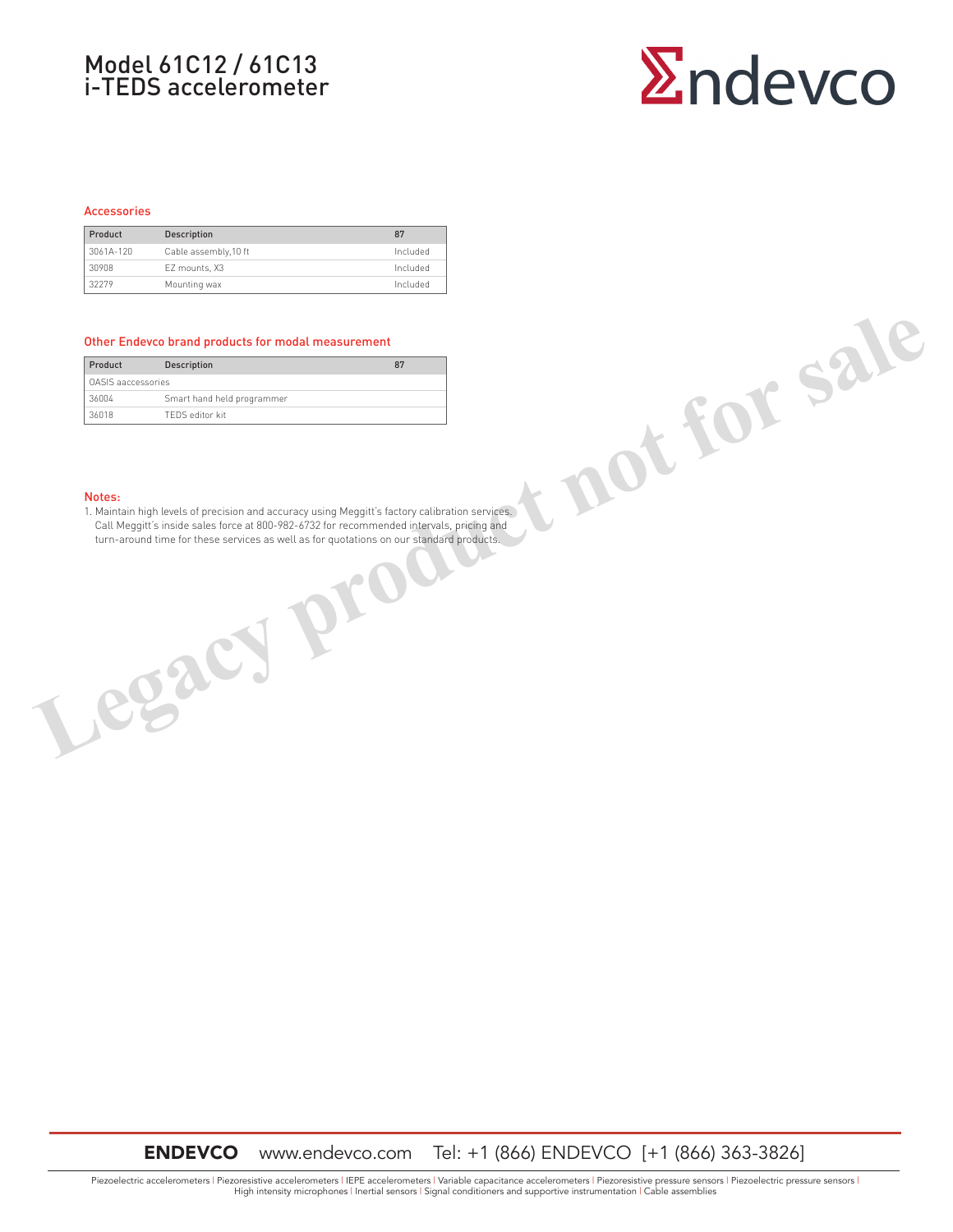# Model 61C12 / 61C13 i-TEDS accelerometer

### Accessories

| Product | Description | 87 |
| --- | --- | --- |
| 3061A-120 | Cable assembly,10 ft | Included |
| 30908 | EZ mounts, X3 | Included |
| 32279 | Mounting wax | Included |

### Other Endevco brand products for modal measurement

| Product | Description | 87 |
| --- | --- | --- |
| OASIS aaccessories | | |
| 36004 | Smart hand held programmer | |
| 36018 | TEDS editor kit | |

Legacy product not for sale

### Notes:

1. Maintain high levels of precision and accuracy using Meggitt's factory calibration services. Call Meggitt's inside sales force at 800-982-6732 for recommended intervals, pricing and turn-around time for these services as well as for quotations on our standard products.

**ENDEVCO** www.endevco.com Tel: +1 (866) ENDEVCO [+1 (866) 363-3826]

Piezoelectric accelerometers | Piezoresistive accelerometers | IEPE accelerometers | Variable capacitance accelerometers | Piezoresistive pressure sensors | Piezoelectric pressure sensors | High intensity microphones | Inertial sensors | Signal conditioners and supportive instrumentation | Cable assemblies